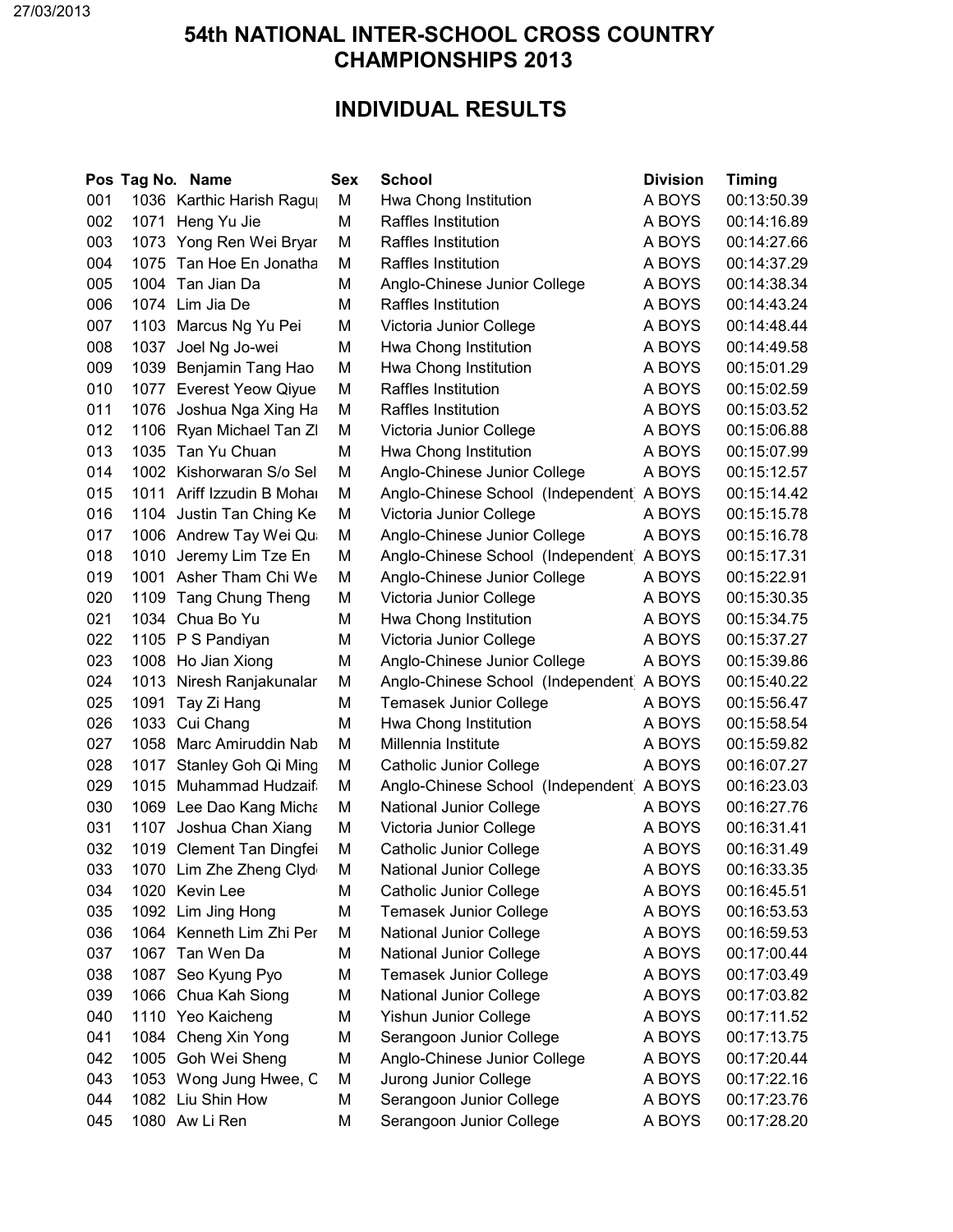# 54th NATIONAL INTER-SCHOOL CROSS COUNTRY CHAMPIONSHIPS 2013

## INDIVIDUAL RESULTS

| Pos | Tag No. | Name | Sex | School | Division | Timing |
|---|---|---|---|---|---|---|
| 001 | 1036 | Karthic Harish Ragu | M | Hwa Chong Institution | A BOYS | 00:13:50.39 |
| 002 | 1071 | Heng Yu Jie | M | Raffles Institution | A BOYS | 00:14:16.89 |
| 003 | 1073 | Yong Ren Wei Bryar | M | Raffles Institution | A BOYS | 00:14:27.66 |
| 004 | 1075 | Tan Hoe En Jonatha | M | Raffles Institution | A BOYS | 00:14:37.29 |
| 005 | 1004 | Tan Jian Da | M | Anglo-Chinese Junior College | A BOYS | 00:14:38.34 |
| 006 | 1074 | Lim Jia De | M | Raffles Institution | A BOYS | 00:14:43.24 |
| 007 | 1103 | Marcus Ng Yu Pei | M | Victoria Junior College | A BOYS | 00:14:48.44 |
| 008 | 1037 | Joel Ng Jo-wei | M | Hwa Chong Institution | A BOYS | 00:14:49.58 |
| 009 | 1039 | Benjamin Tang Hao | M | Hwa Chong Institution | A BOYS | 00:15:01.29 |
| 010 | 1077 | Everest Yeow Qiyue | M | Raffles Institution | A BOYS | 00:15:02.59 |
| 011 | 1076 | Joshua Nga Xing Ha | M | Raffles Institution | A BOYS | 00:15:03.52 |
| 012 | 1106 | Ryan Michael Tan Zl | M | Victoria Junior College | A BOYS | 00:15:06.88 |
| 013 | 1035 | Tan Yu Chuan | M | Hwa Chong Institution | A BOYS | 00:15:07.99 |
| 014 | 1002 | Kishorwaran S/o Sel | M | Anglo-Chinese Junior College | A BOYS | 00:15:12.57 |
| 015 | 1011 | Ariff Izzudin B Mohar | M | Anglo-Chinese School (Independent | A BOYS | 00:15:14.42 |
| 016 | 1104 | Justin Tan Ching Ke | M | Victoria Junior College | A BOYS | 00:15:15.78 |
| 017 | 1006 | Andrew Tay Wei Qu | M | Anglo-Chinese Junior College | A BOYS | 00:15:16.78 |
| 018 | 1010 | Jeremy Lim Tze En | M | Anglo-Chinese School (Independent | A BOYS | 00:15:17.31 |
| 019 | 1001 | Asher Tham Chi We | M | Anglo-Chinese Junior College | A BOYS | 00:15:22.91 |
| 020 | 1109 | Tang Chung Theng | M | Victoria Junior College | A BOYS | 00:15:30.35 |
| 021 | 1034 | Chua Bo Yu | M | Hwa Chong Institution | A BOYS | 00:15:34.75 |
| 022 | 1105 | P S Pandiyan | M | Victoria Junior College | A BOYS | 00:15:37.27 |
| 023 | 1008 | Ho Jian Xiong | M | Anglo-Chinese Junior College | A BOYS | 00:15:39.86 |
| 024 | 1013 | Niresh Ranjakunalar | M | Anglo-Chinese School (Independent | A BOYS | 00:15:40.22 |
| 025 | 1091 | Tay Zi Hang | M | Temasek Junior College | A BOYS | 00:15:56.47 |
| 026 | 1033 | Cui Chang | M | Hwa Chong Institution | A BOYS | 00:15:58.54 |
| 027 | 1058 | Marc Amiruddin Nab | M | Millennia Institute | A BOYS | 00:15:59.82 |
| 028 | 1017 | Stanley Goh Qi Ming | M | Catholic Junior College | A BOYS | 00:16:07.27 |
| 029 | 1015 | Muhammad Hudzaif | M | Anglo-Chinese School (Independent | A BOYS | 00:16:23.03 |
| 030 | 1069 | Lee Dao Kang Micha | M | National Junior College | A BOYS | 00:16:27.76 |
| 031 | 1107 | Joshua Chan Xiang | M | Victoria Junior College | A BOYS | 00:16:31.41 |
| 032 | 1019 | Clement Tan Dingfei | M | Catholic Junior College | A BOYS | 00:16:31.49 |
| 033 | 1070 | Lim Zhe Zheng Clyd | M | National Junior College | A BOYS | 00:16:33.35 |
| 034 | 1020 | Kevin Lee | M | Catholic Junior College | A BOYS | 00:16:45.51 |
| 035 | 1092 | Lim Jing Hong | M | Temasek Junior College | A BOYS | 00:16:53.53 |
| 036 | 1064 | Kenneth Lim Zhi Per | M | National Junior College | A BOYS | 00:16:59.53 |
| 037 | 1067 | Tan Wen Da | M | National Junior College | A BOYS | 00:17:00.44 |
| 038 | 1087 | Seo Kyung Pyo | M | Temasek Junior College | A BOYS | 00:17:03.49 |
| 039 | 1066 | Chua Kah Siong | M | National Junior College | A BOYS | 00:17:03.82 |
| 040 | 1110 | Yeo Kaicheng | M | Yishun Junior College | A BOYS | 00:17:11.52 |
| 041 | 1084 | Cheng Xin Yong | M | Serangoon Junior College | A BOYS | 00:17:13.75 |
| 042 | 1005 | Goh Wei Sheng | M | Anglo-Chinese Junior College | A BOYS | 00:17:20.44 |
| 043 | 1053 | Wong Jung Hwee, C | M | Jurong Junior College | A BOYS | 00:17:22.16 |
| 044 | 1082 | Liu Shin How | M | Serangoon Junior College | A BOYS | 00:17:23.76 |
| 045 | 1080 | Aw Li Ren | M | Serangoon Junior College | A BOYS | 00:17:28.20 |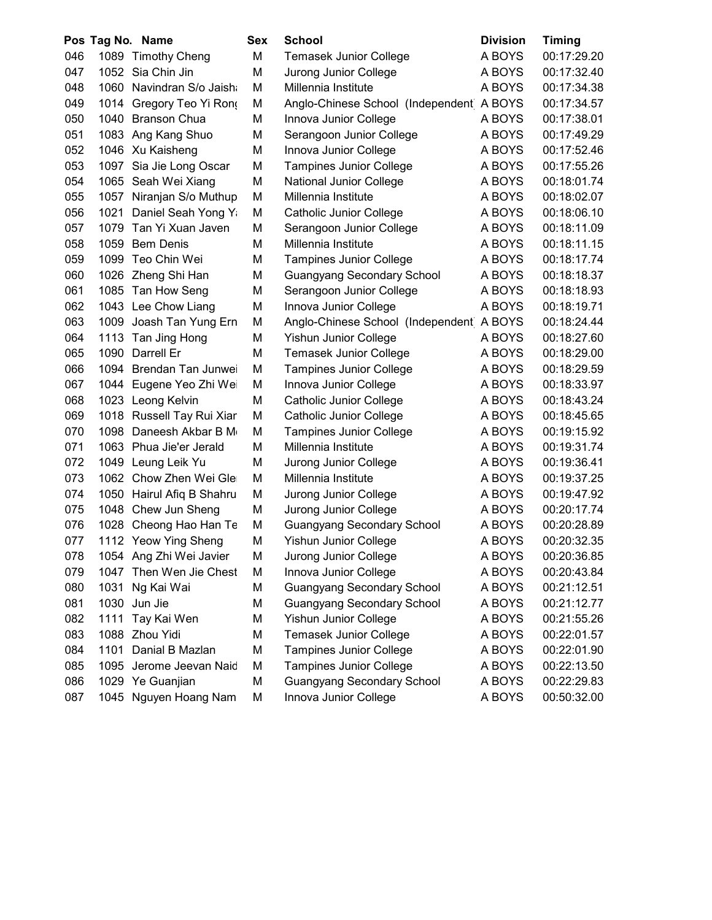| Pos | Tag No. | Name | Sex | School | Division | Timing |
|---|---|---|---|---|---|---|
| 046 | 1089 | Timothy Cheng | M | Temasek Junior College | A BOYS | 00:17:29.20 |
| 047 | 1052 | Sia Chin Jin | M | Jurong Junior College | A BOYS | 00:17:32.40 |
| 048 | 1060 | Navindran S/o Jaisha | M | Millennia Institute | A BOYS | 00:17:34.38 |
| 049 | 1014 | Gregory Teo Yi Rong | M | Anglo-Chinese School (Independent) | A BOYS | 00:17:34.57 |
| 050 | 1040 | Branson Chua | M | Innova Junior College | A BOYS | 00:17:38.01 |
| 051 | 1083 | Ang Kang Shuo | M | Serangoon Junior College | A BOYS | 00:17:49.29 |
| 052 | 1046 | Xu Kaisheng | M | Innova Junior College | A BOYS | 00:17:52.46 |
| 053 | 1097 | Sia Jie Long Oscar | M | Tampines Junior College | A BOYS | 00:17:55.26 |
| 054 | 1065 | Seah Wei Xiang | M | National Junior College | A BOYS | 00:18:01.74 |
| 055 | 1057 | Niranjan S/o Muthup | M | Millennia Institute | A BOYS | 00:18:02.07 |
| 056 | 1021 | Daniel Seah Yong Ya | M | Catholic Junior College | A BOYS | 00:18:06.10 |
| 057 | 1079 | Tan Yi Xuan Javen | M | Serangoon Junior College | A BOYS | 00:18:11.09 |
| 058 | 1059 | Bem Denis | M | Millennia Institute | A BOYS | 00:18:11.15 |
| 059 | 1099 | Teo Chin Wei | M | Tampines Junior College | A BOYS | 00:18:17.74 |
| 060 | 1026 | Zheng Shi Han | M | Guangyang Secondary School | A BOYS | 00:18:18.37 |
| 061 | 1085 | Tan How Seng | M | Serangoon Junior College | A BOYS | 00:18:18.93 |
| 062 | 1043 | Lee Chow Liang | M | Innova Junior College | A BOYS | 00:18:19.71 |
| 063 | 1009 | Joash Tan Yung Ern | M | Anglo-Chinese School (Independent) | A BOYS | 00:18:24.44 |
| 064 | 1113 | Tan Jing Hong | M | Yishun Junior College | A BOYS | 00:18:27.60 |
| 065 | 1090 | Darrell Er | M | Temasek Junior College | A BOYS | 00:18:29.00 |
| 066 | 1094 | Brendan Tan Junwei | M | Tampines Junior College | A BOYS | 00:18:29.59 |
| 067 | 1044 | Eugene Yeo Zhi Wei | M | Innova Junior College | A BOYS | 00:18:33.97 |
| 068 | 1023 | Leong Kelvin | M | Catholic Junior College | A BOYS | 00:18:43.24 |
| 069 | 1018 | Russell Tay Rui Xiar | M | Catholic Junior College | A BOYS | 00:18:45.65 |
| 070 | 1098 | Daneesh Akbar B Mo | M | Tampines Junior College | A BOYS | 00:19:15.92 |
| 071 | 1063 | Phua Jie'er Jerald | M | Millennia Institute | A BOYS | 00:19:31.74 |
| 072 | 1049 | Leung Leik Yu | M | Jurong Junior College | A BOYS | 00:19:36.41 |
| 073 | 1062 | Chow Zhen Wei Gle | M | Millennia Institute | A BOYS | 00:19:37.25 |
| 074 | 1050 | Hairul Afiq B Shahru | M | Jurong Junior College | A BOYS | 00:19:47.92 |
| 075 | 1048 | Chew Jun Sheng | M | Jurong Junior College | A BOYS | 00:20:17.74 |
| 076 | 1028 | Cheong Hao Han Te | M | Guangyang Secondary School | A BOYS | 00:20:28.89 |
| 077 | 1112 | Yeow Ying Sheng | M | Yishun Junior College | A BOYS | 00:20:32.35 |
| 078 | 1054 | Ang Zhi Wei Javier | M | Jurong Junior College | A BOYS | 00:20:36.85 |
| 079 | 1047 | Then Wen Jie Chest | M | Innova Junior College | A BOYS | 00:20:43.84 |
| 080 | 1031 | Ng Kai Wai | M | Guangyang Secondary School | A BOYS | 00:21:12.51 |
| 081 | 1030 | Jun Jie | M | Guangyang Secondary School | A BOYS | 00:21:12.77 |
| 082 | 1111 | Tay Kai Wen | M | Yishun Junior College | A BOYS | 00:21:55.26 |
| 083 | 1088 | Zhou Yidi | M | Temasek Junior College | A BOYS | 00:22:01.57 |
| 084 | 1101 | Danial B Mazlan | M | Tampines Junior College | A BOYS | 00:22:01.90 |
| 085 | 1095 | Jerome Jeevan Naid | M | Tampines Junior College | A BOYS | 00:22:13.50 |
| 086 | 1029 | Ye Guanjian | M | Guangyang Secondary School | A BOYS | 00:22:29.83 |
| 087 | 1045 | Nguyen Hoang Nam | M | Innova Junior College | A BOYS | 00:50:32.00 |